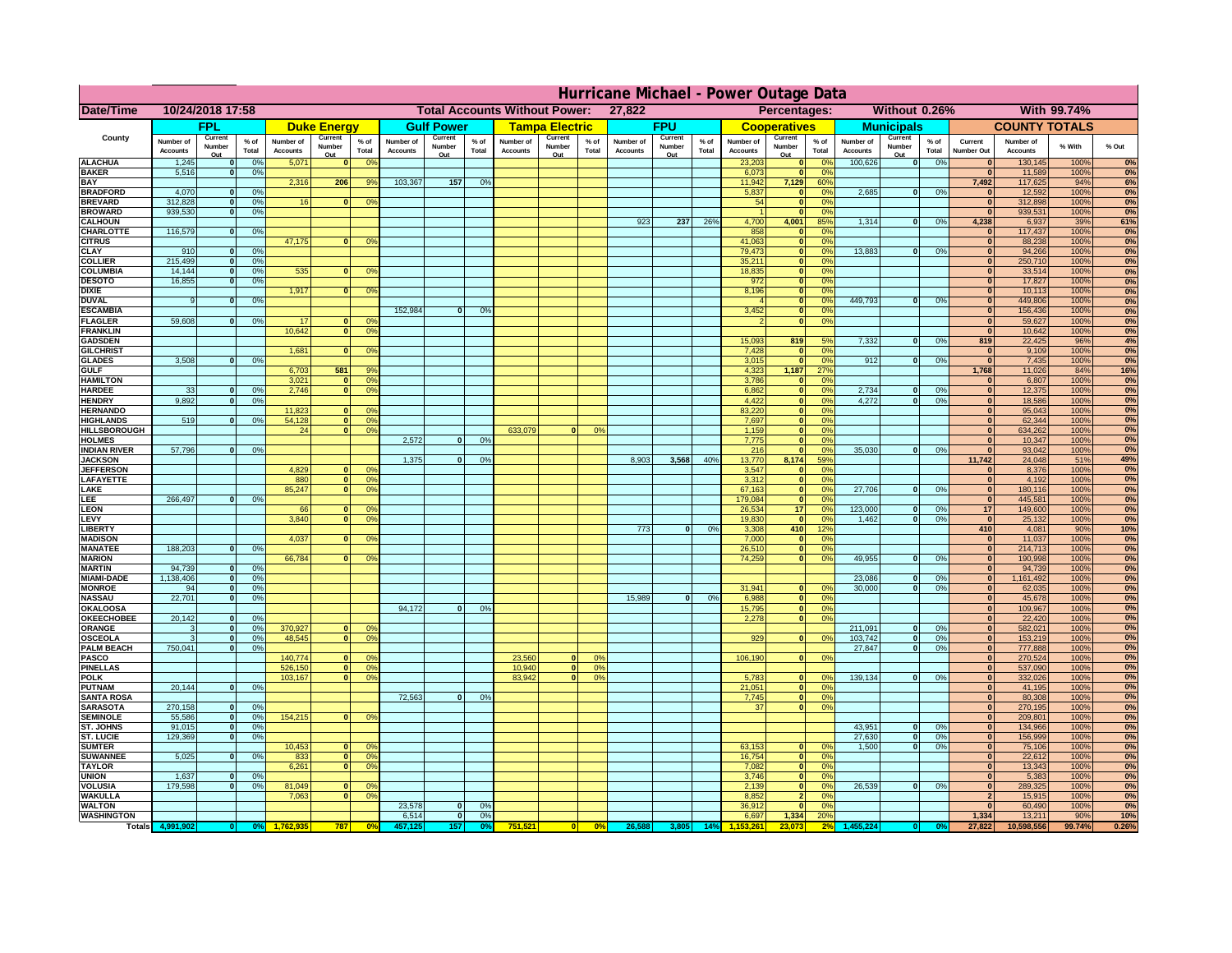# Hurricane Michael - Power Outage Data

**Date/Time:** 10/24/2018 17:58 | **Total Accounts Without Power:** 27,822 | **Percentages:** Without 0.26% | With 99.74%

| County | FPL | | | Duke Energy | | | Gulf Power | | | Tampa Electric | | | FPU | | | Cooperatives | | | Municipals | | | COUNTY TOTALS | | | |
|---|---|---|---|---|---|---|---|---|---|---|---|---|---|---|---|---|---|---|---|---|---|---|---|---|---|
| | Number of Accounts | Current Number Out | % of Total | Number of Accounts | Current Number Out | % of Total | Number of Accounts | Current Number Out | % of Total | Number of Accounts | Current Number Out | % of Total | Number of Accounts | Current Number Out | % of Total | Number of Accounts | Current Number Out | % of Total | Number of Accounts | Current Number Out | % of Total | Current Number Out | Number of Accounts | % With | % Out |
| ALACHUA | 1,245 | 0 | 0% | 5,071 | 0 | 0% | | | | | | | | | | 23,203 | 0 | 0% | 100,626 | 0 | 0% | 0 | 130,145 | 100% | 0% |
| BAKER | 5,516 | 0 | 0% | | | | | | | | | | | | | 6,073 | 0 | 0% | | | | 0 | 11,589 | 100% | 0% |
| BAY | | | | 2,316 | 206 | 9% | 103,367 | 157 | 0% | | | | | | | 11,942 | 7,129 | 60% | | | | 7,492 | 117,625 | 94% | 6% |
| BRADFORD | 4,070 | 0 | 0% | | | | | | | | | | | | | 5,837 | 0 | 0% | 2,685 | 0 | 0% | 0 | 12,592 | 100% | 0% |
| BREVARD | 312,828 | 0 | 0% | 16 | 0 | 0% | | | | | | | | | | 54 | 0 | 0% | | | | 0 | 312,898 | 100% | 0% |
| BROWARD | 939,530 | 0 | 0% | | | | | | | | | | | | | 1 | 0 | 0% | | | | 0 | 939,531 | 100% | 0% |
| CALHOUN | | | | | | | | | | | | | 923 | 237 | 26% | 4,700 | 4,001 | 85% | 1,314 | 0 | 0% | 4,238 | 6,937 | 39% | 61% |
| CHARLOTTE | 116,579 | 0 | 0% | | | | | | | | | | | | | 858 | 0 | 0% | | | | 0 | 117,437 | 100% | 0% |
| CITRUS | | | | 47,175 | 0 | 0% | | | | | | | | | | 41,063 | 0 | 0% | | | | 0 | 88,238 | 100% | 0% |
| CLAY | 910 | 0 | 0% | | | | | | | | | | | | | 79,473 | 0 | 0% | 13,883 | 0 | 0% | 0 | 94,266 | 100% | 0% |
| COLLIER | 215,499 | 0 | 0% | | | | | | | | | | | | | 35,211 | 0 | 0% | | | | 0 | 250,710 | 100% | 0% |
| COLUMBIA | 14,144 | 0 | 0% | 535 | 0 | 0% | | | | | | | | | | 18,835 | 0 | 0% | | | | 0 | 33,514 | 100% | 0% |
| DESOTO | 16,855 | 0 | 0% | | | | | | | | | | | | | 972 | 0 | 0% | | | | 0 | 17,827 | 100% | 0% |
| DIXIE | | | | 1,917 | 0 | 0% | | | | | | | | | | 8,196 | 0 | 0% | | | | 0 | 10,113 | 100% | 0% |
| DUVAL | 9 | 0 | 0% | | | | | | | | | | | | | 4 | 0 | 0% | 449,793 | 0 | 0% | 0 | 449,806 | 100% | 0% |
| ESCAMBIA | | | | | | | 152,984 | 0 | 0% | | | | | | | 3,452 | 0 | 0% | | | | 0 | 156,436 | 100% | 0% |
| FLAGLER | 59,608 | 0 | 0% | 17 | 0 | 0% | | | | | | | | | | 2 | 0 | 0% | | | | 0 | 59,627 | 100% | 0% |
| FRANKLIN | | | | 10,642 | 0 | 0% | | | | | | | | | | | | | | | | 0 | 10,642 | 100% | 0% |
| GADSDEN | | | | | | | | | | | | | | | | 15,093 | 819 | 5% | 7,332 | 0 | 0% | 819 | 22,425 | 96% | 4% |
| GILCHRIST | | | | 1,681 | 0 | 0% | | | | | | | | | | 7,428 | 0 | 0% | | | | 0 | 9,109 | 100% | 0% |
| GLADES | 3,508 | 0 | 0% | | | | | | | | | | | | | 3,015 | 0 | 0% | 912 | 0 | 0% | 0 | 7,435 | 100% | 0% |
| GULF | | | | 6,703 | 581 | 9% | | | | | | | | | | 4,323 | 1,187 | 27% | | | | 1,768 | 11,026 | 84% | 16% |
| HAMILTON | | | | 3,021 | 0 | 0% | | | | | | | | | | 3,786 | 0 | 0% | | | | 0 | 6,807 | 100% | 0% |
| HARDEE | 33 | 0 | 0% | 2,746 | 0 | 0% | | | | | | | | | | 6,862 | 0 | 0% | 2,734 | 0 | 0% | 0 | 12,375 | 100% | 0% |
| HENDRY | 9,892 | 0 | 0% | | | | | | | | | | | | | 4,422 | 0 | 0% | 4,272 | 0 | 0% | 0 | 18,586 | 100% | 0% |
| HERNANDO | | | | 11,823 | 0 | 0% | | | | | | | | | | 83,220 | 0 | 0% | | | | 0 | 95,043 | 100% | 0% |
| HIGHLANDS | 519 | 0 | 0% | 54,128 | 0 | 0% | | | | | | | | | | 7,697 | 0 | 0% | | | | 0 | 62,344 | 100% | 0% |
| HILLSBOROUGH | | | | 24 | 0 | 0% | | | | 633,079 | 0 | 0% | | | | 1,159 | 0 | 0% | | | | 0 | 634,262 | 100% | 0% |
| HOLMES | | | | | | | 2,572 | 0 | 0% | | | | | | | 7,775 | 0 | 0% | | | | 0 | 10,347 | 100% | 0% |
| INDIAN RIVER | 57,796 | 0 | 0% | | | | | | | | | | | | | 216 | 0 | 0% | 35,030 | 0 | 0% | 0 | 93,042 | 100% | 0% |
| JACKSON | | | | | | | 1,375 | 0 | 0% | | | | 8,903 | 3,568 | 40% | 13,770 | 8,174 | 59% | | | | 11,742 | 24,048 | 51% | 49% |
| JEFFERSON | | | | 4,829 | 0 | 0% | | | | | | | | | | 3,547 | 0 | 0% | | | | 0 | 8,376 | 100% | 0% |
| LAFAYETTE | | | | 880 | 0 | 0% | | | | | | | | | | 3,312 | 0 | 0% | | | | 0 | 4,192 | 100% | 0% |
| LAKE | | | | 85,247 | 0 | 0% | | | | | | | | | | 67,163 | 0 | 0% | 27,706 | 0 | 0% | 0 | 180,116 | 100% | 0% |
| LEE | 266,497 | 0 | 0% | | | | | | | | | | | | | 179,084 | 0 | 0% | | | | 0 | 445,581 | 100% | 0% |
| LEON | | | | 66 | 0 | 0% | | | | | | | | | | 26,534 | 17 | 0% | 123,000 | 0 | 0% | 17 | 149,600 | 100% | 0% |
| LEVY | | | | 3,840 | 0 | 0% | | | | | | | | | | 19,830 | 0 | 0% | 1,462 | 0 | 0% | 0 | 25,132 | 100% | 0% |
| LIBERTY | | | | | | | | | | | | | 773 | 0 | 0% | 3,308 | 410 | 12% | | | | 410 | 4,081 | 90% | 10% |
| MADISON | | | | 4,037 | 0 | 0% | | | | | | | | | | 7,000 | 0 | 0% | | | | 0 | 11,037 | 100% | 0% |
| MANATEE | 188,203 | 0 | 0% | | | | | | | | | | | | | 26,510 | 0 | 0% | | | | 0 | 214,713 | 100% | 0% |
| MARION | | | | 66,784 | 0 | 0% | | | | | | | | | | 74,259 | 0 | 0% | 49,955 | 0 | 0% | 0 | 190,998 | 100% | 0% |
| MARTIN | 94,739 | 0 | 0% | | | | | | | | | | | | | | | | | | | 0 | 94,739 | 100% | 0% |
| MIAMI-DADE | 1,138,406 | 0 | 0% | | | | | | | | | | | | | | | | 23,086 | 0 | 0% | 0 | 1,161,492 | 100% | 0% |
| MONROE | 94 | 0 | 0% | | | | | | | | | | | | | 31,941 | 0 | 0% | 30,000 | 0 | 0% | 0 | 62,035 | 100% | 0% |
| NASSAU | 22,701 | 0 | 0% | | | | | | | | | | 15,989 | 0 | 0% | 6,988 | 0 | 0% | | | | 0 | 45,678 | 100% | 0% |
| OKALOOSA | | | | | | | 94,172 | 0 | 0% | | | | | | | 15,795 | 0 | 0% | | | | 0 | 109,967 | 100% | 0% |
| OKEECHOBEE | 20,142 | 0 | 0% | | | | | | | | | | | | | 2,278 | 0 | 0% | | | | 0 | 22,420 | 100% | 0% |
| ORANGE | 3 | 0 | 0% | 370,927 | 0 | 0% | | | | | | | | | | | | | 211,091 | 0 | 0% | 0 | 582,021 | 100% | 0% |
| OSCEOLA | 3 | 0 | 0% | 48,545 | 0 | 0% | | | | | | | | | | 929 | 0 | 0% | 103,742 | 0 | 0% | 0 | 153,219 | 100% | 0% |
| PALM BEACH | 750,041 | 0 | 0% | | | | | | | | | | | | | | | | 27,847 | 0 | 0% | 0 | 777,888 | 100% | 0% |
| PASCO | | | | 140,774 | 0 | 0% | | | | 23,560 | 0 | 0% | | | | 106,190 | 0 | 0% | | | | 0 | 270,524 | 100% | 0% |
| PINELLAS | | | | 526,150 | 0 | 0% | | | | 10,940 | 0 | 0% | | | | | | | | | | 0 | 537,090 | 100% | 0% |
| POLK | | | | 103,167 | 0 | 0% | | | | 83,942 | 0 | 0% | | | | 5,783 | 0 | 0% | 139,134 | 0 | 0% | 0 | 332,026 | 100% | 0% |
| PUTNAM | 20,144 | 0 | 0% | | | | | | | | | | | | | 21,051 | 0 | 0% | | | | 0 | 41,195 | 100% | 0% |
| SANTA ROSA | | | | | | | 72,563 | 0 | 0% | | | | | | | 7,745 | 0 | 0% | | | | 0 | 80,308 | 100% | 0% |
| SARASOTA | 270,158 | 0 | 0% | | | | | | | | | | | | | 37 | 0 | 0% | | | | 0 | 270,195 | 100% | 0% |
| SEMINOLE | 55,586 | 0 | 0% | 154,215 | 0 | 0% | | | | | | | | | | | | | | | | 0 | 209,801 | 100% | 0% |
| ST. JOHNS | 91,015 | 0 | 0% | | | | | | | | | | | | | | | | 43,951 | 0 | 0% | 0 | 134,966 | 100% | 0% |
| ST. LUCIE | 129,369 | 0 | 0% | | | | | | | | | | | | | | | | 27,630 | 0 | 0% | 0 | 156,999 | 100% | 0% |
| SUMTER | | | | 10,453 | 0 | 0% | | | | | | | | | | 63,153 | 0 | 0% | 1,500 | 0 | 0% | 0 | 75,106 | 100% | 0% |
| SUWANNEE | 5,025 | 0 | 0% | 833 | 0 | 0% | | | | | | | | | | 16,754 | 0 | 0% | | | | 0 | 22,612 | 100% | 0% |
| TAYLOR | | | | 6,261 | 0 | 0% | | | | | | | | | | 7,082 | 0 | 0% | | | | 0 | 13,343 | 100% | 0% |
| UNION | 1,637 | 0 | 0% | | | | | | | | | | | | | 3,746 | 0 | 0% | | | | 0 | 5,383 | 100% | 0% |
| VOLUSIA | 179,598 | 0 | 0% | 81,049 | 0 | 0% | | | | | | | | | | 2,139 | 0 | 0% | 26,539 | 0 | 0% | 0 | 289,325 | 100% | 0% |
| WAKULLA | | | | 7,063 | 0 | 0% | | | | | | | | | | 8,852 | 2 | 0% | | | | 2 | 15,915 | 100% | 0% |
| WALTON | | | | | | | 23,578 | 0 | 0% | | | | | | | 36,912 | 0 | 0% | | | | 0 | 60,490 | 100% | 0% |
| WASHINGTON | | | | | | | 6,514 | 0 | 0% | | | | | | | 6,697 | 1,334 | 20% | | | | 1,334 | 13,211 | 90% | 10% |
| Totals | 4,991,902 | 0 | 0% | 1,762,935 | 787 | 0% | 457,125 | 157 | 0% | 751,521 | 0 | 0% | 26,588 | 3,805 | 14% | 1,153,261 | 23,073 | 2% | 1,455,224 | 0 | 0% | 27,822 | 10,598,556 | 99.74% | 0.26% |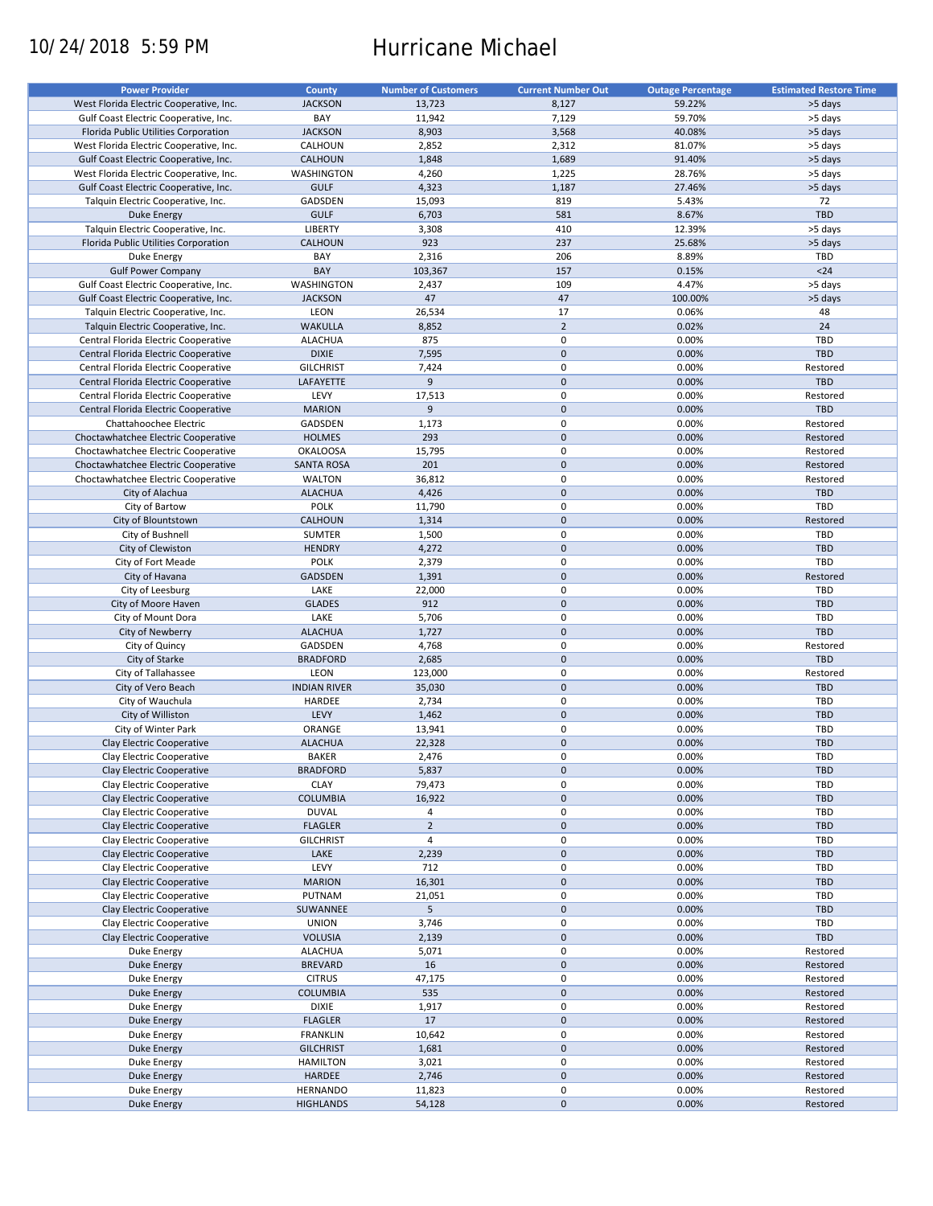10/24/2018 5:59 PM

# Hurricane Michael

| Power Provider | County | Number of Customers | Current Number Out | Outage Percentage | Estimated Restore Time |
|---|---|---|---|---|---|
| West Florida Electric Cooperative, Inc. | JACKSON | 13,723 | 8,127 | 59.22% | >5 days |
| Gulf Coast Electric Cooperative, Inc. | BAY | 11,942 | 7,129 | 59.70% | >5 days |
| Florida Public Utilities Corporation | JACKSON | 8,903 | 3,568 | 40.08% | >5 days |
| West Florida Electric Cooperative, Inc. | CALHOUN | 2,852 | 2,312 | 81.07% | >5 days |
| Gulf Coast Electric Cooperative, Inc. | CALHOUN | 1,848 | 1,689 | 91.40% | >5 days |
| West Florida Electric Cooperative, Inc. | WASHINGTON | 4,260 | 1,225 | 28.76% | >5 days |
| Gulf Coast Electric Cooperative, Inc. | GULF | 4,323 | 1,187 | 27.46% | >5 days |
| Talquin Electric Cooperative, Inc. | GADSDEN | 15,093 | 819 | 5.43% | 72 |
| Duke Energy | GULF | 6,703 | 581 | 8.67% | TBD |
| Talquin Electric Cooperative, Inc. | LIBERTY | 3,308 | 410 | 12.39% | >5 days |
| Florida Public Utilities Corporation | CALHOUN | 923 | 237 | 25.68% | >5 days |
| Duke Energy | BAY | 2,316 | 206 | 8.89% | TBD |
| Gulf Power Company | BAY | 103,367 | 157 | 0.15% | <24 |
| Gulf Coast Electric Cooperative, Inc. | WASHINGTON | 2,437 | 109 | 4.47% | >5 days |
| Gulf Coast Electric Cooperative, Inc. | JACKSON | 47 | 47 | 100.00% | >5 days |
| Talquin Electric Cooperative, Inc. | LEON | 26,534 | 17 | 0.06% | 48 |
| Talquin Electric Cooperative, Inc. | WAKULLA | 8,852 | 2 | 0.02% | 24 |
| Central Florida Electric Cooperative | ALACHUA | 875 | 0 | 0.00% | TBD |
| Central Florida Electric Cooperative | DIXIE | 7,595 | 0 | 0.00% | TBD |
| Central Florida Electric Cooperative | GILCHRIST | 7,424 | 0 | 0.00% | Restored |
| Central Florida Electric Cooperative | LAFAYETTE | 9 | 0 | 0.00% | TBD |
| Central Florida Electric Cooperative | LEVY | 17,513 | 0 | 0.00% | Restored |
| Central Florida Electric Cooperative | MARION | 9 | 0 | 0.00% | TBD |
| Chattahoochee Electric | GADSDEN | 1,173 | 0 | 0.00% | Restored |
| Choctawhatchee Electric Cooperative | HOLMES | 293 | 0 | 0.00% | Restored |
| Choctawhatchee Electric Cooperative | OKALOOSA | 15,795 | 0 | 0.00% | Restored |
| Choctawhatchee Electric Cooperative | SANTA ROSA | 201 | 0 | 0.00% | Restored |
| Choctawhatchee Electric Cooperative | WALTON | 36,812 | 0 | 0.00% | Restored |
| City of Alachua | ALACHUA | 4,426 | 0 | 0.00% | TBD |
| City of Bartow | POLK | 11,790 | 0 | 0.00% | TBD |
| City of Blountstown | CALHOUN | 1,314 | 0 | 0.00% | Restored |
| City of Bushnell | SUMTER | 1,500 | 0 | 0.00% | TBD |
| City of Clewiston | HENDRY | 4,272 | 0 | 0.00% | TBD |
| City of Fort Meade | POLK | 2,379 | 0 | 0.00% | TBD |
| City of Havana | GADSDEN | 1,391 | 0 | 0.00% | Restored |
| City of Leesburg | LAKE | 22,000 | 0 | 0.00% | TBD |
| City of Moore Haven | GLADES | 912 | 0 | 0.00% | TBD |
| City of Mount Dora | LAKE | 5,706 | 0 | 0.00% | TBD |
| City of Newberry | ALACHUA | 1,727 | 0 | 0.00% | TBD |
| City of Quincy | GADSDEN | 4,768 | 0 | 0.00% | Restored |
| City of Starke | BRADFORD | 2,685 | 0 | 0.00% | TBD |
| City of Tallahassee | LEON | 123,000 | 0 | 0.00% | Restored |
| City of Vero Beach | INDIAN RIVER | 35,030 | 0 | 0.00% | TBD |
| City of Wauchula | HARDEE | 2,734 | 0 | 0.00% | TBD |
| City of Williston | LEVY | 1,462 | 0 | 0.00% | TBD |
| City of Winter Park | ORANGE | 13,941 | 0 | 0.00% | TBD |
| Clay Electric Cooperative | ALACHUA | 22,328 | 0 | 0.00% | TBD |
| Clay Electric Cooperative | BAKER | 2,476 | 0 | 0.00% | TBD |
| Clay Electric Cooperative | BRADFORD | 5,837 | 0 | 0.00% | TBD |
| Clay Electric Cooperative | CLAY | 79,473 | 0 | 0.00% | TBD |
| Clay Electric Cooperative | COLUMBIA | 16,922 | 0 | 0.00% | TBD |
| Clay Electric Cooperative | DUVAL | 4 | 0 | 0.00% | TBD |
| Clay Electric Cooperative | FLAGLER | 2 | 0 | 0.00% | TBD |
| Clay Electric Cooperative | GILCHRIST | 4 | 0 | 0.00% | TBD |
| Clay Electric Cooperative | LAKE | 2,239 | 0 | 0.00% | TBD |
| Clay Electric Cooperative | LEVY | 712 | 0 | 0.00% | TBD |
| Clay Electric Cooperative | MARION | 16,301 | 0 | 0.00% | TBD |
| Clay Electric Cooperative | PUTNAM | 21,051 | 0 | 0.00% | TBD |
| Clay Electric Cooperative | SUWANNEE | 5 | 0 | 0.00% | TBD |
| Clay Electric Cooperative | UNION | 3,746 | 0 | 0.00% | TBD |
| Clay Electric Cooperative | VOLUSIA | 2,139 | 0 | 0.00% | TBD |
| Duke Energy | ALACHUA | 5,071 | 0 | 0.00% | Restored |
| Duke Energy | BREVARD | 16 | 0 | 0.00% | Restored |
| Duke Energy | CITRUS | 47,175 | 0 | 0.00% | Restored |
| Duke Energy | COLUMBIA | 535 | 0 | 0.00% | Restored |
| Duke Energy | DIXIE | 1,917 | 0 | 0.00% | Restored |
| Duke Energy | FLAGLER | 17 | 0 | 0.00% | Restored |
| Duke Energy | FRANKLIN | 10,642 | 0 | 0.00% | Restored |
| Duke Energy | GILCHRIST | 1,681 | 0 | 0.00% | Restored |
| Duke Energy | HAMILTON | 3,021 | 0 | 0.00% | Restored |
| Duke Energy | HARDEE | 2,746 | 0 | 0.00% | Restored |
| Duke Energy | HERNANDO | 11,823 | 0 | 0.00% | Restored |
| Duke Energy | HIGHLANDS | 54,128 | 0 | 0.00% | Restored |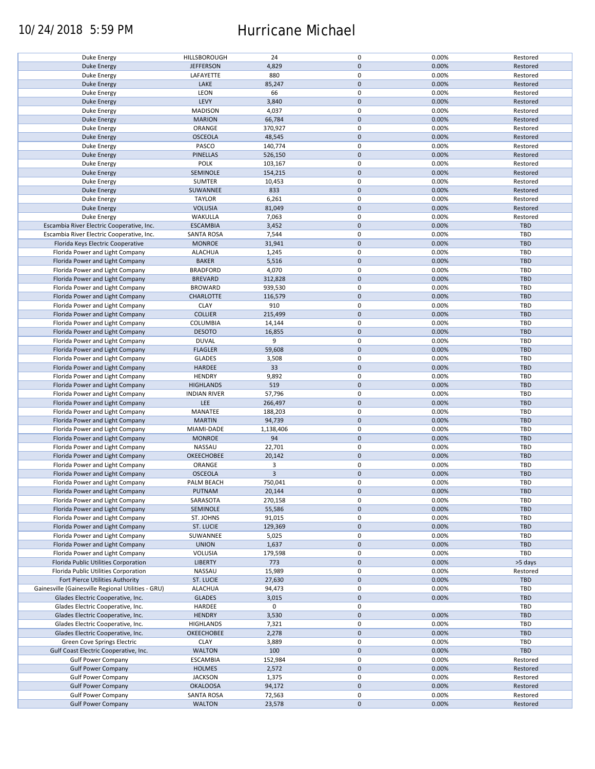| | | | | | |
|---|---|---|---|---|---|
| Duke Energy | HILLSBOROUGH | 24 | 0 | 0.00% | Restored |
| Duke Energy | JEFFERSON | 4,829 | 0 | 0.00% | Restored |
| Duke Energy | LAFAYETTE | 880 | 0 | 0.00% | Restored |
| Duke Energy | LAKE | 85,247 | 0 | 0.00% | Restored |
| Duke Energy | LEON | 66 | 0 | 0.00% | Restored |
| Duke Energy | LEVY | 3,840 | 0 | 0.00% | Restored |
| Duke Energy | MADISON | 4,037 | 0 | 0.00% | Restored |
| Duke Energy | MARION | 66,784 | 0 | 0.00% | Restored |
| Duke Energy | ORANGE | 370,927 | 0 | 0.00% | Restored |
| Duke Energy | OSCEOLA | 48,545 | 0 | 0.00% | Restored |
| Duke Energy | PASCO | 140,774 | 0 | 0.00% | Restored |
| Duke Energy | PINELLAS | 526,150 | 0 | 0.00% | Restored |
| Duke Energy | POLK | 103,167 | 0 | 0.00% | Restored |
| Duke Energy | SEMINOLE | 154,215 | 0 | 0.00% | Restored |
| Duke Energy | SUMTER | 10,453 | 0 | 0.00% | Restored |
| Duke Energy | SUWANNEE | 833 | 0 | 0.00% | Restored |
| Duke Energy | TAYLOR | 6,261 | 0 | 0.00% | Restored |
| Duke Energy | VOLUSIA | 81,049 | 0 | 0.00% | Restored |
| Duke Energy | WAKULLA | 7,063 | 0 | 0.00% | Restored |
| Escambia River Electric Cooperative, Inc. | ESCAMBIA | 3,452 | 0 | 0.00% | TBD |
| Escambia River Electric Cooperative, Inc. | SANTA ROSA | 7,544 | 0 | 0.00% | TBD |
| Florida Keys Electric Cooperative | MONROE | 31,941 | 0 | 0.00% | TBD |
| Florida Power and Light Company | ALACHUA | 1,245 | 0 | 0.00% | TBD |
| Florida Power and Light Company | BAKER | 5,516 | 0 | 0.00% | TBD |
| Florida Power and Light Company | BRADFORD | 4,070 | 0 | 0.00% | TBD |
| Florida Power and Light Company | BREVARD | 312,828 | 0 | 0.00% | TBD |
| Florida Power and Light Company | BROWARD | 939,530 | 0 | 0.00% | TBD |
| Florida Power and Light Company | CHARLOTTE | 116,579 | 0 | 0.00% | TBD |
| Florida Power and Light Company | CLAY | 910 | 0 | 0.00% | TBD |
| Florida Power and Light Company | COLLIER | 215,499 | 0 | 0.00% | TBD |
| Florida Power and Light Company | COLUMBIA | 14,144 | 0 | 0.00% | TBD |
| Florida Power and Light Company | DESOTO | 16,855 | 0 | 0.00% | TBD |
| Florida Power and Light Company | DUVAL | 9 | 0 | 0.00% | TBD |
| Florida Power and Light Company | FLAGLER | 59,608 | 0 | 0.00% | TBD |
| Florida Power and Light Company | GLADES | 3,508 | 0 | 0.00% | TBD |
| Florida Power and Light Company | HARDEE | 33 | 0 | 0.00% | TBD |
| Florida Power and Light Company | HENDRY | 9,892 | 0 | 0.00% | TBD |
| Florida Power and Light Company | HIGHLANDS | 519 | 0 | 0.00% | TBD |
| Florida Power and Light Company | INDIAN RIVER | 57,796 | 0 | 0.00% | TBD |
| Florida Power and Light Company | LEE | 266,497 | 0 | 0.00% | TBD |
| Florida Power and Light Company | MANATEE | 188,203 | 0 | 0.00% | TBD |
| Florida Power and Light Company | MARTIN | 94,739 | 0 | 0.00% | TBD |
| Florida Power and Light Company | MIAMI-DADE | 1,138,406 | 0 | 0.00% | TBD |
| Florida Power and Light Company | MONROE | 94 | 0 | 0.00% | TBD |
| Florida Power and Light Company | NASSAU | 22,701 | 0 | 0.00% | TBD |
| Florida Power and Light Company | OKEECHOBEE | 20,142 | 0 | 0.00% | TBD |
| Florida Power and Light Company | ORANGE | 3 | 0 | 0.00% | TBD |
| Florida Power and Light Company | OSCEOLA | 3 | 0 | 0.00% | TBD |
| Florida Power and Light Company | PALM BEACH | 750,041 | 0 | 0.00% | TBD |
| Florida Power and Light Company | PUTNAM | 20,144 | 0 | 0.00% | TBD |
| Florida Power and Light Company | SARASOTA | 270,158 | 0 | 0.00% | TBD |
| Florida Power and Light Company | SEMINOLE | 55,586 | 0 | 0.00% | TBD |
| Florida Power and Light Company | ST. JOHNS | 91,015 | 0 | 0.00% | TBD |
| Florida Power and Light Company | ST. LUCIE | 129,369 | 0 | 0.00% | TBD |
| Florida Power and Light Company | SUWANNEE | 5,025 | 0 | 0.00% | TBD |
| Florida Power and Light Company | UNION | 1,637 | 0 | 0.00% | TBD |
| Florida Power and Light Company | VOLUSIA | 179,598 | 0 | 0.00% | TBD |
| Florida Public Utilities Corporation | LIBERTY | 773 | 0 | 0.00% | >5 days |
| Florida Public Utilities Corporation | NASSAU | 15,989 | 0 | 0.00% | Restored |
| Fort Pierce Utilities Authority | ST. LUCIE | 27,630 | 0 | 0.00% | TBD |
| Gainesville (Gainesville Regional Utilities - GRU) | ALACHUA | 94,473 | 0 | 0.00% | TBD |
| Glades Electric Cooperative, Inc. | GLADES | 3,015 | 0 | 0.00% | TBD |
| Glades Electric Cooperative, Inc. | HARDEE | 0 | 0 | | TBD |
| Glades Electric Cooperative, Inc. | HENDRY | 3,530 | 0 | 0.00% | TBD |
| Glades Electric Cooperative, Inc. | HIGHLANDS | 7,321 | 0 | 0.00% | TBD |
| Glades Electric Cooperative, Inc. | OKEECHOBEE | 2,278 | 0 | 0.00% | TBD |
| Green Cove Springs Electric | CLAY | 3,889 | 0 | 0.00% | TBD |
| Gulf Coast Electric Cooperative, Inc. | WALTON | 100 | 0 | 0.00% | TBD |
| Gulf Power Company | ESCAMBIA | 152,984 | 0 | 0.00% | Restored |
| Gulf Power Company | HOLMES | 2,572 | 0 | 0.00% | Restored |
| Gulf Power Company | JACKSON | 1,375 | 0 | 0.00% | Restored |
| Gulf Power Company | OKALOOSA | 94,172 | 0 | 0.00% | Restored |
| Gulf Power Company | SANTA ROSA | 72,563 | 0 | 0.00% | Restored |
| Gulf Power Company | WALTON | 23,578 | 0 | 0.00% | Restored |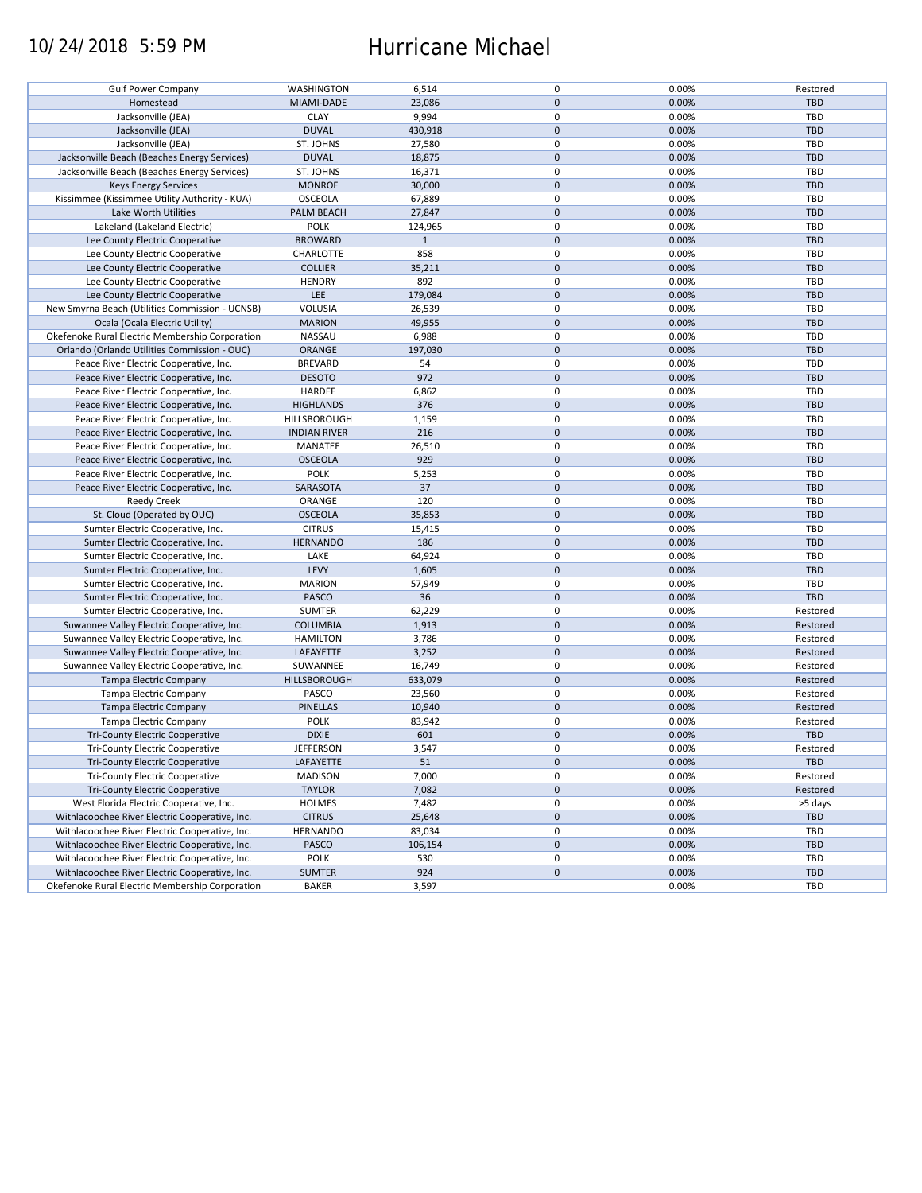# Hurricane Michael

10/24/2018 5:59 PM

| | | | | | |
|---|---|---|---|---|---|
| Gulf Power Company | WASHINGTON | 6,514 | 0 | 0.00% | Restored |
| Homestead | MIAMI-DADE | 23,086 | 0 | 0.00% | TBD |
| Jacksonville (JEA) | CLAY | 9,994 | 0 | 0.00% | TBD |
| Jacksonville (JEA) | DUVAL | 430,918 | 0 | 0.00% | TBD |
| Jacksonville (JEA) | ST. JOHNS | 27,580 | 0 | 0.00% | TBD |
| Jacksonville Beach (Beaches Energy Services) | DUVAL | 18,875 | 0 | 0.00% | TBD |
| Jacksonville Beach (Beaches Energy Services) | ST. JOHNS | 16,371 | 0 | 0.00% | TBD |
| Keys Energy Services | MONROE | 30,000 | 0 | 0.00% | TBD |
| Kissimmee (Kissimmee Utility Authority - KUA) | OSCEOLA | 67,889 | 0 | 0.00% | TBD |
| Lake Worth Utilities | PALM BEACH | 27,847 | 0 | 0.00% | TBD |
| Lakeland (Lakeland Electric) | POLK | 124,965 | 0 | 0.00% | TBD |
| Lee County Electric Cooperative | BROWARD | 1 | 0 | 0.00% | TBD |
| Lee County Electric Cooperative | CHARLOTTE | 858 | 0 | 0.00% | TBD |
| Lee County Electric Cooperative | COLLIER | 35,211 | 0 | 0.00% | TBD |
| Lee County Electric Cooperative | HENDRY | 892 | 0 | 0.00% | TBD |
| Lee County Electric Cooperative | LEE | 179,084 | 0 | 0.00% | TBD |
| New Smyrna Beach (Utilities Commission - UCNSB) | VOLUSIA | 26,539 | 0 | 0.00% | TBD |
| Ocala (Ocala Electric Utility) | MARION | 49,955 | 0 | 0.00% | TBD |
| Okefenoke Rural Electric Membership Corporation | NASSAU | 6,988 | 0 | 0.00% | TBD |
| Orlando (Orlando Utilities Commission - OUC) | ORANGE | 197,030 | 0 | 0.00% | TBD |
| Peace River Electric Cooperative, Inc. | BREVARD | 54 | 0 | 0.00% | TBD |
| Peace River Electric Cooperative, Inc. | DESOTO | 972 | 0 | 0.00% | TBD |
| Peace River Electric Cooperative, Inc. | HARDEE | 6,862 | 0 | 0.00% | TBD |
| Peace River Electric Cooperative, Inc. | HIGHLANDS | 376 | 0 | 0.00% | TBD |
| Peace River Electric Cooperative, Inc. | HILLSBOROUGH | 1,159 | 0 | 0.00% | TBD |
| Peace River Electric Cooperative, Inc. | INDIAN RIVER | 216 | 0 | 0.00% | TBD |
| Peace River Electric Cooperative, Inc. | MANATEE | 26,510 | 0 | 0.00% | TBD |
| Peace River Electric Cooperative, Inc. | OSCEOLA | 929 | 0 | 0.00% | TBD |
| Peace River Electric Cooperative, Inc. | POLK | 5,253 | 0 | 0.00% | TBD |
| Peace River Electric Cooperative, Inc. | SARASOTA | 37 | 0 | 0.00% | TBD |
| Reedy Creek | ORANGE | 120 | 0 | 0.00% | TBD |
| St. Cloud (Operated by OUC) | OSCEOLA | 35,853 | 0 | 0.00% | TBD |
| Sumter Electric Cooperative, Inc. | CITRUS | 15,415 | 0 | 0.00% | TBD |
| Sumter Electric Cooperative, Inc. | HERNANDO | 186 | 0 | 0.00% | TBD |
| Sumter Electric Cooperative, Inc. | LAKE | 64,924 | 0 | 0.00% | TBD |
| Sumter Electric Cooperative, Inc. | LEVY | 1,605 | 0 | 0.00% | TBD |
| Sumter Electric Cooperative, Inc. | MARION | 57,949 | 0 | 0.00% | TBD |
| Sumter Electric Cooperative, Inc. | PASCO | 36 | 0 | 0.00% | TBD |
| Sumter Electric Cooperative, Inc. | SUMTER | 62,229 | 0 | 0.00% | Restored |
| Suwannee Valley Electric Cooperative, Inc. | COLUMBIA | 1,913 | 0 | 0.00% | Restored |
| Suwannee Valley Electric Cooperative, Inc. | HAMILTON | 3,786 | 0 | 0.00% | Restored |
| Suwannee Valley Electric Cooperative, Inc. | LAFAYETTE | 3,252 | 0 | 0.00% | Restored |
| Suwannee Valley Electric Cooperative, Inc. | SUWANNEE | 16,749 | 0 | 0.00% | Restored |
| Tampa Electric Company | HILLSBOROUGH | 633,079 | 0 | 0.00% | Restored |
| Tampa Electric Company | PASCO | 23,560 | 0 | 0.00% | Restored |
| Tampa Electric Company | PINELLAS | 10,940 | 0 | 0.00% | Restored |
| Tampa Electric Company | POLK | 83,942 | 0 | 0.00% | Restored |
| Tri-County Electric Cooperative | DIXIE | 601 | 0 | 0.00% | TBD |
| Tri-County Electric Cooperative | JEFFERSON | 3,547 | 0 | 0.00% | Restored |
| Tri-County Electric Cooperative | LAFAYETTE | 51 | 0 | 0.00% | TBD |
| Tri-County Electric Cooperative | MADISON | 7,000 | 0 | 0.00% | Restored |
| Tri-County Electric Cooperative | TAYLOR | 7,082 | 0 | 0.00% | Restored |
| West Florida Electric Cooperative, Inc. | HOLMES | 7,482 | 0 | 0.00% | >5 days |
| Withlacoochee River Electric Cooperative, Inc. | CITRUS | 25,648 | 0 | 0.00% | TBD |
| Withlacoochee River Electric Cooperative, Inc. | HERNANDO | 83,034 | 0 | 0.00% | TBD |
| Withlacoochee River Electric Cooperative, Inc. | PASCO | 106,154 | 0 | 0.00% | TBD |
| Withlacoochee River Electric Cooperative, Inc. | POLK | 530 | 0 | 0.00% | TBD |
| Withlacoochee River Electric Cooperative, Inc. | SUMTER | 924 | 0 | 0.00% | TBD |
| Okefenoke Rural Electric Membership Corporation | BAKER | 3,597 | | 0.00% | TBD |